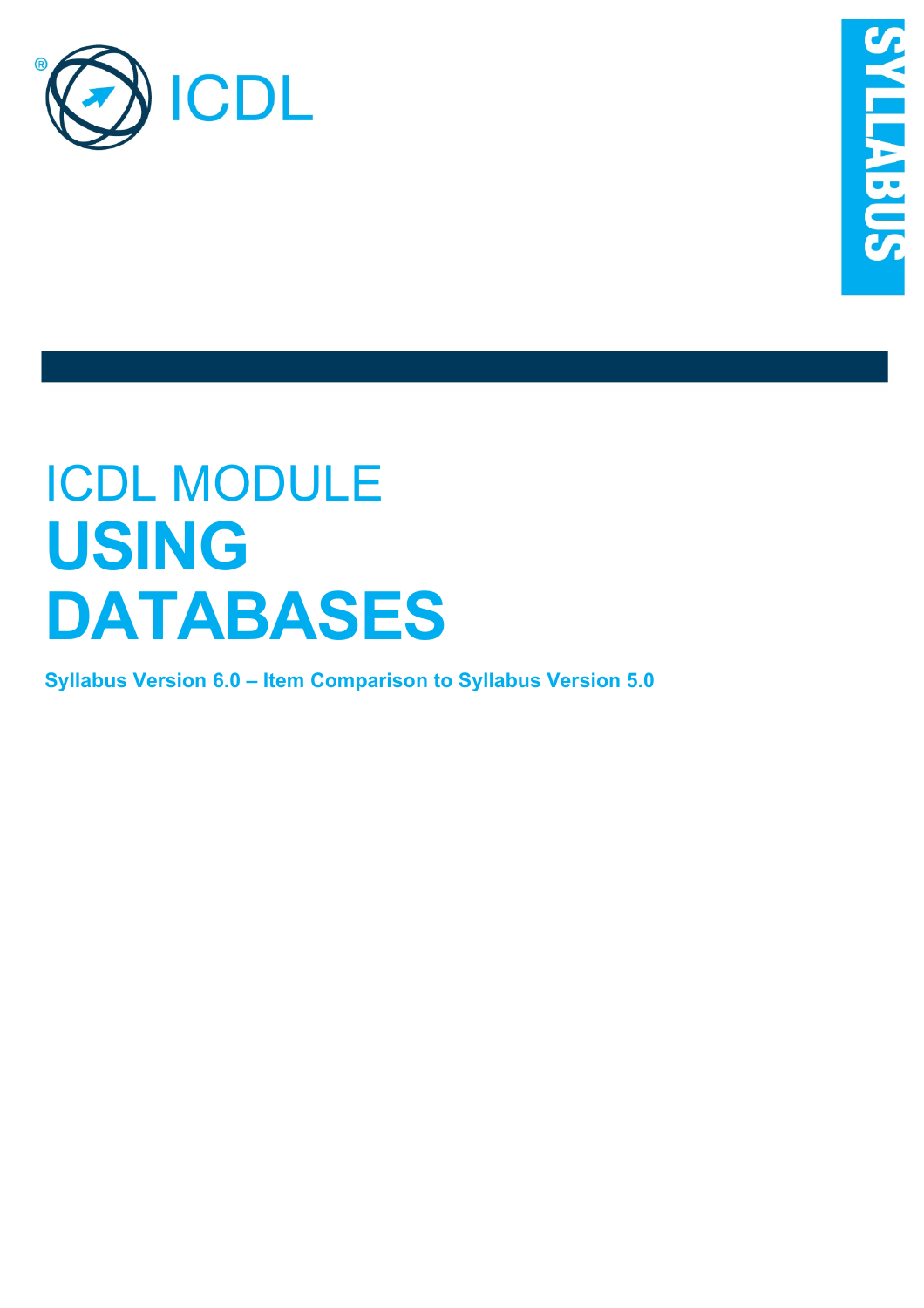ICDL

SYLLABUS

# ICDL MODULE
# USING DATABASES

**Syllabus Version 6.0 – Item Comparison to Syllabus Version 5.0**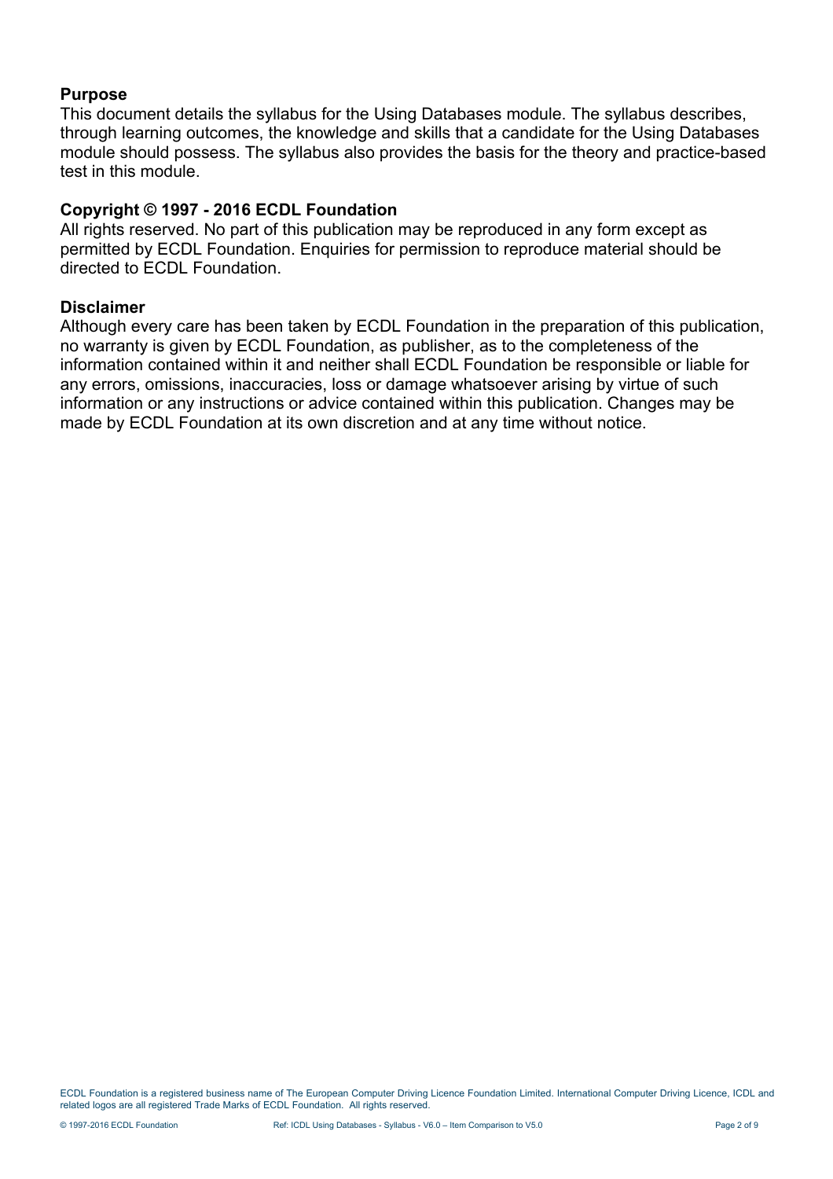## Purpose

This document details the syllabus for the Using Databases module. The syllabus describes, through learning outcomes, the knowledge and skills that a candidate for the Using Databases module should possess. The syllabus also provides the basis for the theory and practice-based test in this module.

## Copyright © 1997 - 2016 ECDL Foundation

All rights reserved. No part of this publication may be reproduced in any form except as permitted by ECDL Foundation. Enquiries for permission to reproduce material should be directed to ECDL Foundation.

## Disclaimer

Although every care has been taken by ECDL Foundation in the preparation of this publication, no warranty is given by ECDL Foundation, as publisher, as to the completeness of the information contained within it and neither shall ECDL Foundation be responsible or liable for any errors, omissions, inaccuracies, loss or damage whatsoever arising by virtue of such information or any instructions or advice contained within this publication. Changes may be made by ECDL Foundation at its own discretion and at any time without notice.

ECDL Foundation is a registered business name of The European Computer Driving Licence Foundation Limited. International Computer Driving Licence, ICDL and related logos are all registered Trade Marks of ECDL Foundation. All rights reserved.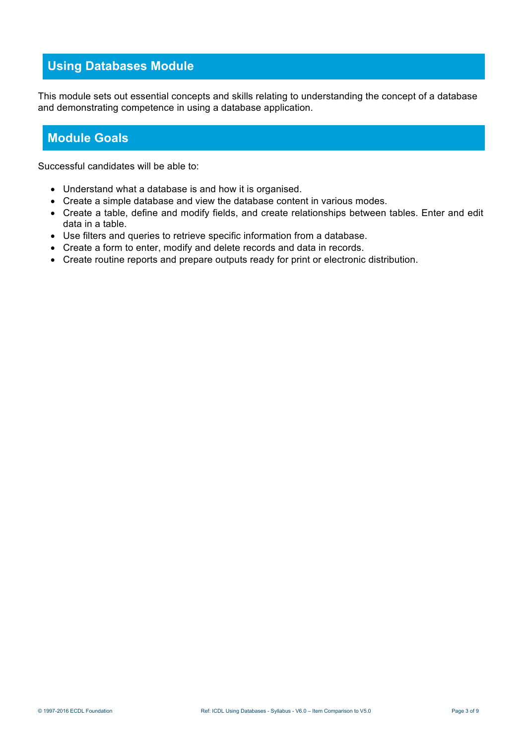## Using Databases Module

This module sets out essential concepts and skills relating to understanding the concept of a database and demonstrating competence in using a database application.

## Module Goals

Successful candidates will be able to:

- Understand what a database is and how it is organised.
- Create a simple database and view the database content in various modes.
- Create a table, define and modify fields, and create relationships between tables. Enter and edit data in a table.
- Use filters and queries to retrieve specific information from a database.
- Create a form to enter, modify and delete records and data in records.
- Create routine reports and prepare outputs ready for print or electronic distribution.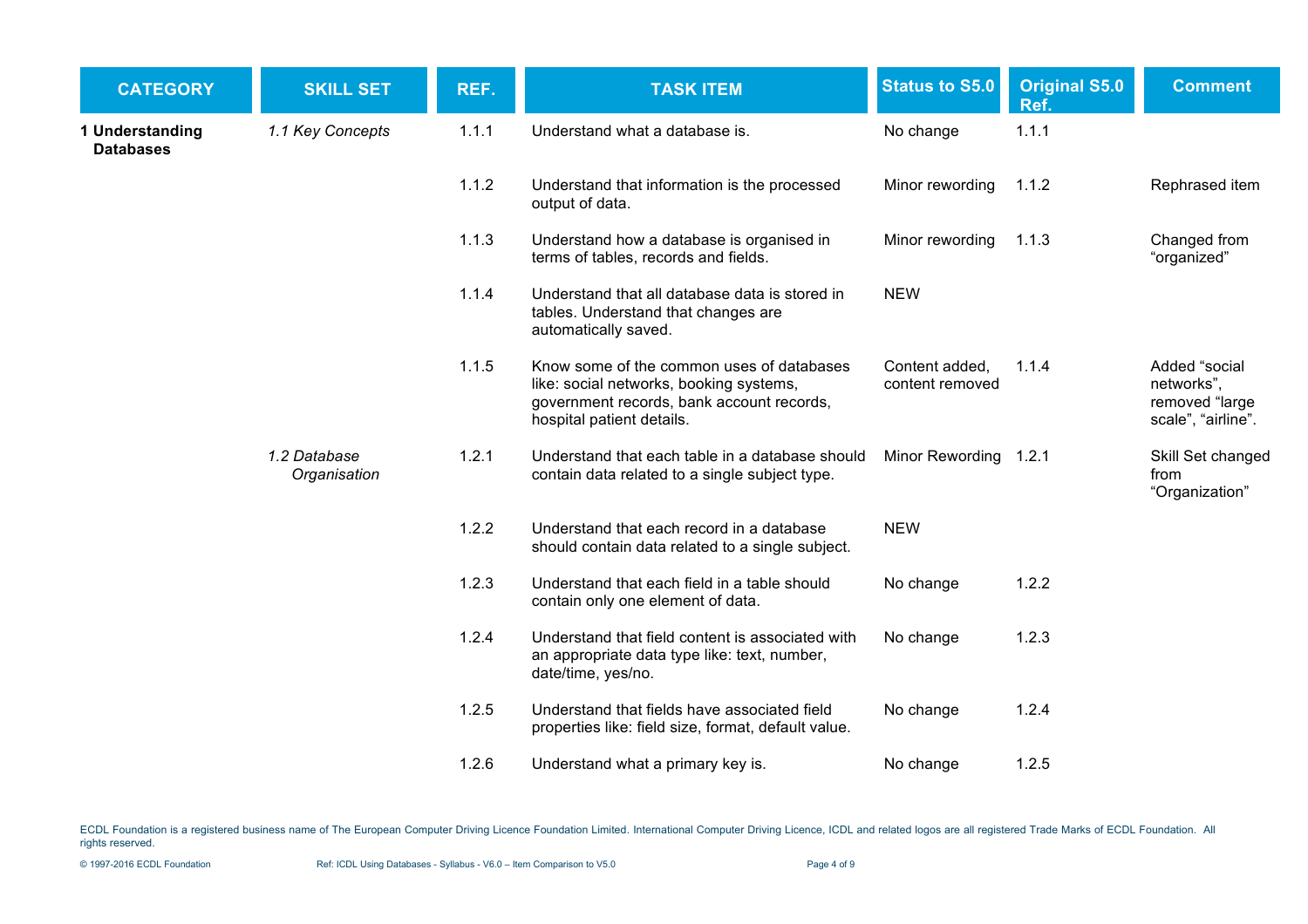| CATEGORY | SKILL SET | REF. | TASK ITEM | Status to S5.0 | Original S5.0 Ref. | Comment |
|---|---|---|---|---|---|---|
| **1 Understanding Databases** | *1.1 Key Concepts* | 1.1.1 | Understand what a database is. | No change | 1.1.1 | |
| | | 1.1.2 | Understand that information is the processed output of data. | Minor rewording | 1.1.2 | Rephrased item |
| | | 1.1.3 | Understand how a database is organised in terms of tables, records and fields. | Minor rewording | 1.1.3 | Changed from "organized" |
| | | 1.1.4 | Understand that all database data is stored in tables. Understand that changes are automatically saved. | NEW | | |
| | | 1.1.5 | Know some of the common uses of databases like: social networks, booking systems, government records, bank account records, hospital patient details. | Content added, content removed | 1.1.4 | Added "social networks", removed "large scale", "airline". |
| | *1.2 Database Organisation* | 1.2.1 | Understand that each table in a database should contain data related to a single subject type. | Minor Rewording | 1.2.1 | Skill Set changed from "Organization" |
| | | 1.2.2 | Understand that each record in a database should contain data related to a single subject. | NEW | | |
| | | 1.2.3 | Understand that each field in a table should contain only one element of data. | No change | 1.2.2 | |
| | | 1.2.4 | Understand that field content is associated with an appropriate data type like: text, number, date/time, yes/no. | No change | 1.2.3 | |
| | | 1.2.5 | Understand that fields have associated field properties like: field size, format, default value. | No change | 1.2.4 | |
| | | 1.2.6 | Understand what a primary key is. | No change | 1.2.5 | |

ECDL Foundation is a registered business name of The European Computer Driving Licence Foundation Limited. International Computer Driving Licence, ICDL and related logos are all registered Trade Marks of ECDL Foundation. All rights reserved.

© 1997-2016 ECDL Foundation Ref: ICDL Using Databases - Syllabus - V6.0 – Item Comparison to V5.0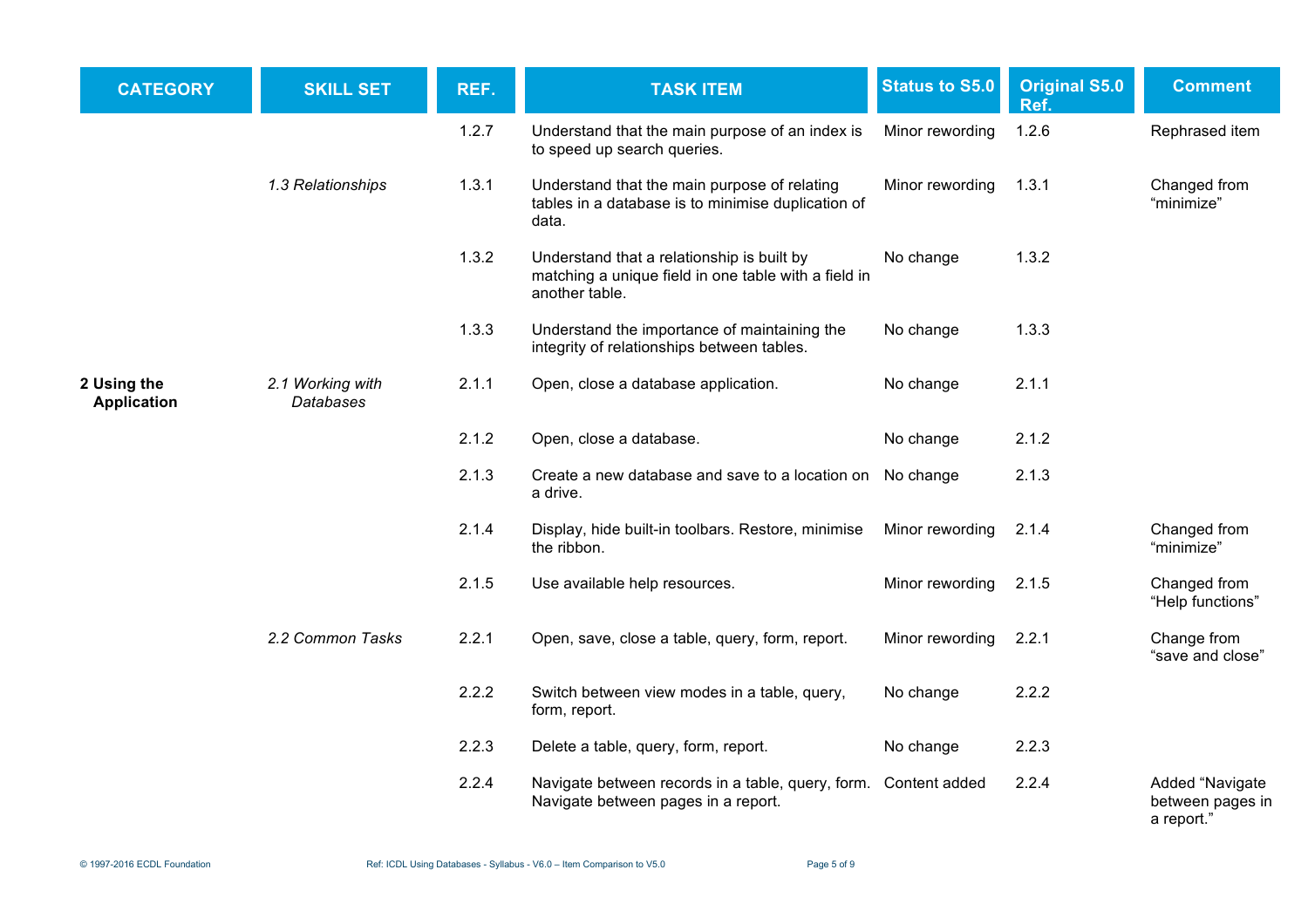| CATEGORY | SKILL SET | REF. | TASK ITEM | Status to S5.0 | Original S5.0 Ref. | Comment |
|---|---|---|---|---|---|---|
| | | 1.2.7 | Understand that the main purpose of an index is to speed up search queries. | Minor rewording | 1.2.6 | Rephrased item |
| | *1.3 Relationships* | 1.3.1 | Understand that the main purpose of relating tables in a database is to minimise duplication of data. | Minor rewording | 1.3.1 | Changed from "minimize" |
| | | 1.3.2 | Understand that a relationship is built by matching a unique field in one table with a field in another table. | No change | 1.3.2 | |
| | | 1.3.3 | Understand the importance of maintaining the integrity of relationships between tables. | No change | 1.3.3 | |
| **2 Using the Application** | *2.1 Working with Databases* | 2.1.1 | Open, close a database application. | No change | 2.1.1 | |
| | | 2.1.2 | Open, close a database. | No change | 2.1.2 | |
| | | 2.1.3 | Create a new database and save to a location on a drive. | No change | 2.1.3 | |
| | | 2.1.4 | Display, hide built-in toolbars. Restore, minimise the ribbon. | Minor rewording | 2.1.4 | Changed from "minimize" |
| | | 2.1.5 | Use available help resources. | Minor rewording | 2.1.5 | Changed from "Help functions" |
| | *2.2 Common Tasks* | 2.2.1 | Open, save, close a table, query, form, report. | Minor rewording | 2.2.1 | Change from "save and close" |
| | | 2.2.2 | Switch between view modes in a table, query, form, report. | No change | 2.2.2 | |
| | | 2.2.3 | Delete a table, query, form, report. | No change | 2.2.3 | |
| | | 2.2.4 | Navigate between records in a table, query, form. Navigate between pages in a report. | Content added | 2.2.4 | Added "Navigate between pages in a report." |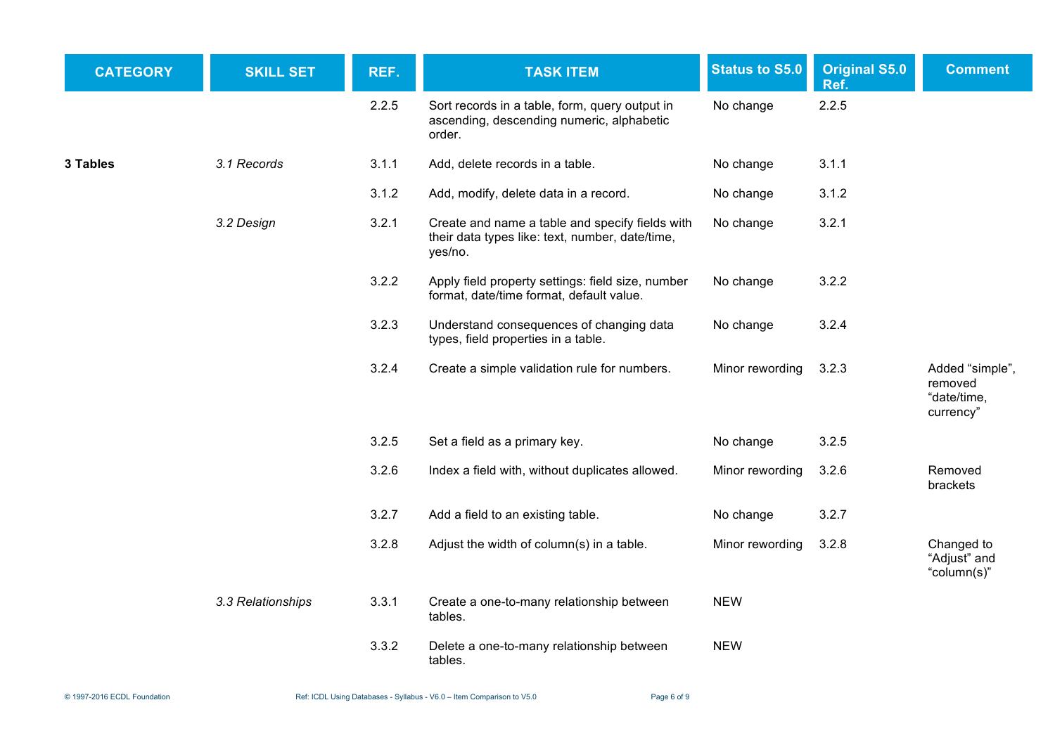| CATEGORY | SKILL SET | REF. | TASK ITEM | Status to S5.0 | Original S5.0 Ref. | Comment |
|---|---|---|---|---|---|---|
| | | 2.2.5 | Sort records in a table, form, query output in ascending, descending numeric, alphabetic order. | No change | 2.2.5 | |
| **3 Tables** | *3.1 Records* | 3.1.1 | Add, delete records in a table. | No change | 3.1.1 | |
| | | 3.1.2 | Add, modify, delete data in a record. | No change | 3.1.2 | |
| | *3.2 Design* | 3.2.1 | Create and name a table and specify fields with their data types like: text, number, date/time, yes/no. | No change | 3.2.1 | |
| | | 3.2.2 | Apply field property settings: field size, number format, date/time format, default value. | No change | 3.2.2 | |
| | | 3.2.3 | Understand consequences of changing data types, field properties in a table. | No change | 3.2.4 | |
| | | 3.2.4 | Create a simple validation rule for numbers. | Minor rewording | 3.2.3 | Added “simple”, removed “date/time, currency” |
| | | 3.2.5 | Set a field as a primary key. | No change | 3.2.5 | |
| | | 3.2.6 | Index a field with, without duplicates allowed. | Minor rewording | 3.2.6 | Removed brackets |
| | | 3.2.7 | Add a field to an existing table. | No change | 3.2.7 | |
| | | 3.2.8 | Adjust the width of column(s) in a table. | Minor rewording | 3.2.8 | Changed to “Adjust” and “column(s)” |
| | *3.3 Relationships* | 3.3.1 | Create a one-to-many relationship between tables. | NEW | | |
| | | 3.3.2 | Delete a one-to-many relationship between tables. | NEW | | |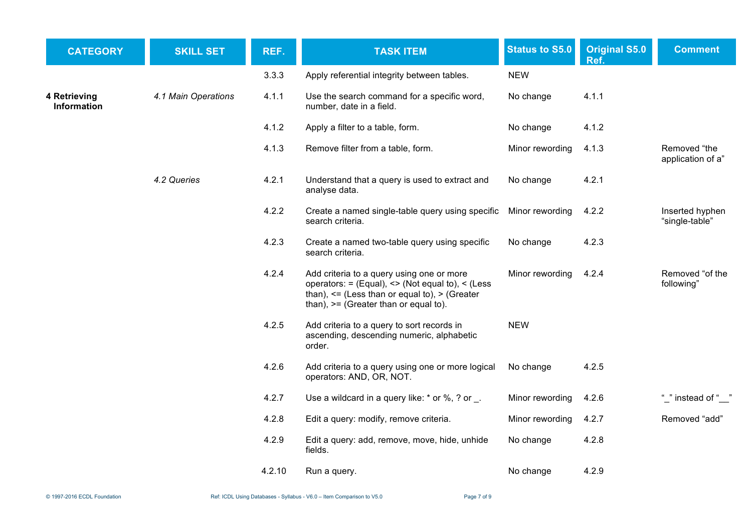| CATEGORY | SKILL SET | REF. | TASK ITEM | Status to S5.0 | Original S5.0 Ref. | Comment |
|---|---|---|---|---|---|---|
| | | 3.3.3 | Apply referential integrity between tables. | NEW | | |
| **4 Retrieving Information** | *4.1 Main Operations* | 4.1.1 | Use the search command for a specific word, number, date in a field. | No change | 4.1.1 | |
| | | 4.1.2 | Apply a filter to a table, form. | No change | 4.1.2 | |
| | | 4.1.3 | Remove filter from a table, form. | Minor rewording | 4.1.3 | Removed "the application of a" |
| | *4.2 Queries* | 4.2.1 | Understand that a query is used to extract and analyse data. | No change | 4.2.1 | |
| | | 4.2.2 | Create a named single-table query using specific search criteria. | Minor rewording | 4.2.2 | Inserted hyphen "single-table" |
| | | 4.2.3 | Create a named two-table query using specific search criteria. | No change | 4.2.3 | |
| | | 4.2.4 | Add criteria to a query using one or more operators: = (Equal), <> (Not equal to), < (Less than), <= (Less than or equal to), > (Greater than), >= (Greater than or equal to). | Minor rewording | 4.2.4 | Removed "of the following" |
| | | 4.2.5 | Add criteria to a query to sort records in ascending, descending numeric, alphabetic order. | NEW | | |
| | | 4.2.6 | Add criteria to a query using one or more logical operators: AND, OR, NOT. | No change | 4.2.5 | |
| | | 4.2.7 | Use a wildcard in a query like: * or %, ? or _. | Minor rewording | 4.2.6 | "_" instead of "__" |
| | | 4.2.8 | Edit a query: modify, remove criteria. | Minor rewording | 4.2.7 | Removed "add" |
| | | 4.2.9 | Edit a query: add, remove, move, hide, unhide fields. | No change | 4.2.8 | |
| | | 4.2.10 | Run a query. | No change | 4.2.9 | |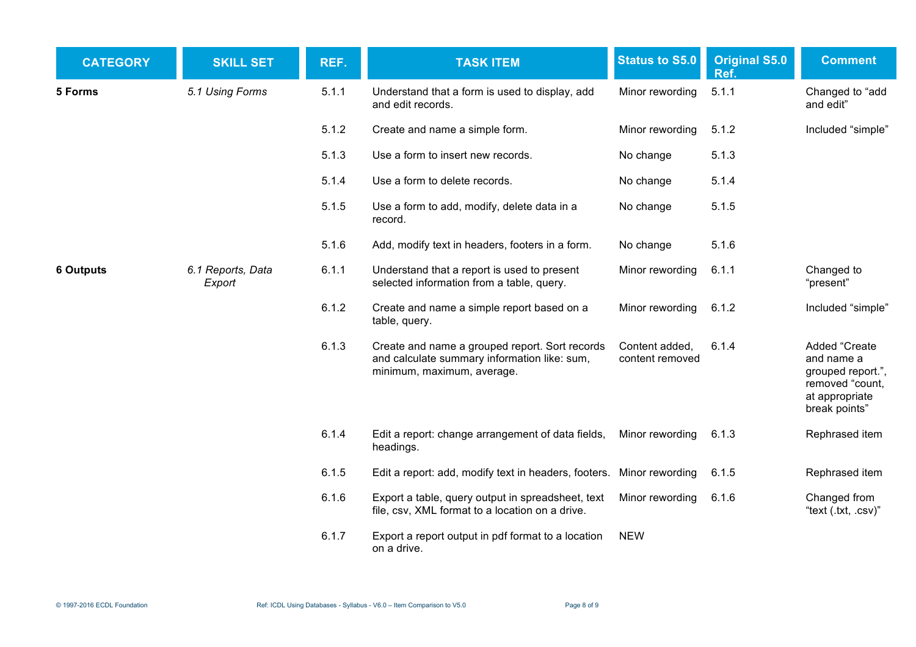| CATEGORY | SKILL SET | REF. | TASK ITEM | Status to S5.0 | Original S5.0 Ref. | Comment |
|---|---|---|---|---|---|---|
| **5 Forms** | *5.1 Using Forms* | 5.1.1 | Understand that a form is used to display, add and edit records. | Minor rewording | 5.1.1 | Changed to "add and edit" |
| | | 5.1.2 | Create and name a simple form. | Minor rewording | 5.1.2 | Included "simple" |
| | | 5.1.3 | Use a form to insert new records. | No change | 5.1.3 | |
| | | 5.1.4 | Use a form to delete records. | No change | 5.1.4 | |
| | | 5.1.5 | Use a form to add, modify, delete data in a record. | No change | 5.1.5 | |
| | | 5.1.6 | Add, modify text in headers, footers in a form. | No change | 5.1.6 | |
| **6 Outputs** | *6.1 Reports, Data Export* | 6.1.1 | Understand that a report is used to present selected information from a table, query. | Minor rewording | 6.1.1 | Changed to "present" |
| | | 6.1.2 | Create and name a simple report based on a table, query. | Minor rewording | 6.1.2 | Included "simple" |
| | | 6.1.3 | Create and name a grouped report. Sort records and calculate summary information like: sum, minimum, maximum, average. | Content added, content removed | 6.1.4 | Added "Create and name a grouped report.", removed "count, at appropriate break points" |
| | | 6.1.4 | Edit a report: change arrangement of data fields, headings. | Minor rewording | 6.1.3 | Rephrased item |
| | | 6.1.5 | Edit a report: add, modify text in headers, footers. | Minor rewording | 6.1.5 | Rephrased item |
| | | 6.1.6 | Export a table, query output in spreadsheet, text file, csv, XML format to a location on a drive. | Minor rewording | 6.1.6 | Changed from "text (.txt, .csv)" |
| | | 6.1.7 | Export a report output in pdf format to a location on a drive. | NEW | | |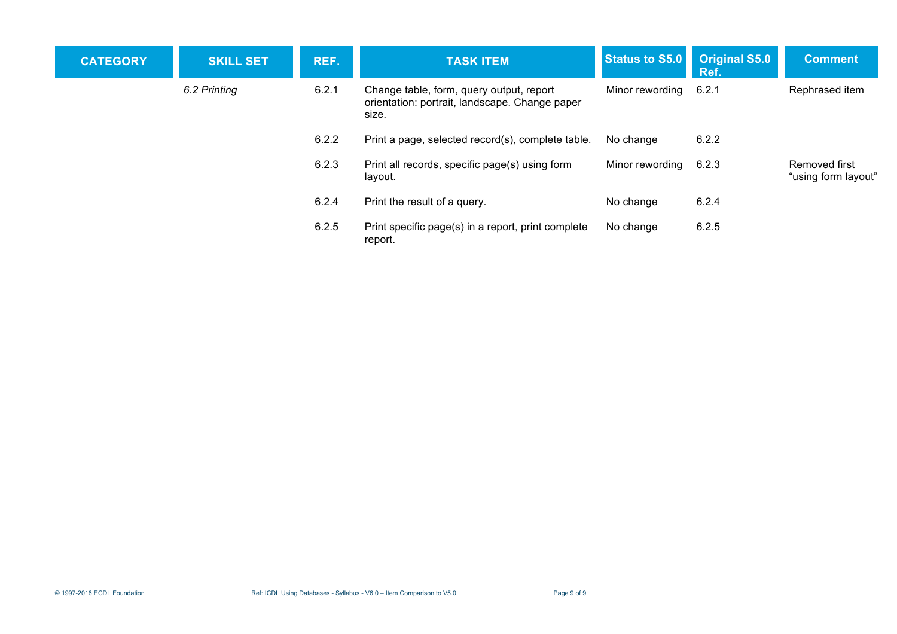| CATEGORY | SKILL SET | REF. | TASK ITEM | Status to S5.0 | Original S5.0 Ref. | Comment |
|---|---|---|---|---|---|---|
| | *6.2 Printing* | 6.2.1 | Change table, form, query output, report orientation: portrait, landscape. Change paper size. | Minor rewording | 6.2.1 | Rephrased item |
| | | 6.2.2 | Print a page, selected record(s), complete table. | No change | 6.2.2 | |
| | | 6.2.3 | Print all records, specific page(s) using form layout. | Minor rewording | 6.2.3 | Removed first "using form layout" |
| | | 6.2.4 | Print the result of a query. | No change | 6.2.4 | |
| | | 6.2.5 | Print specific page(s) in a report, print complete report. | No change | 6.2.5 | |